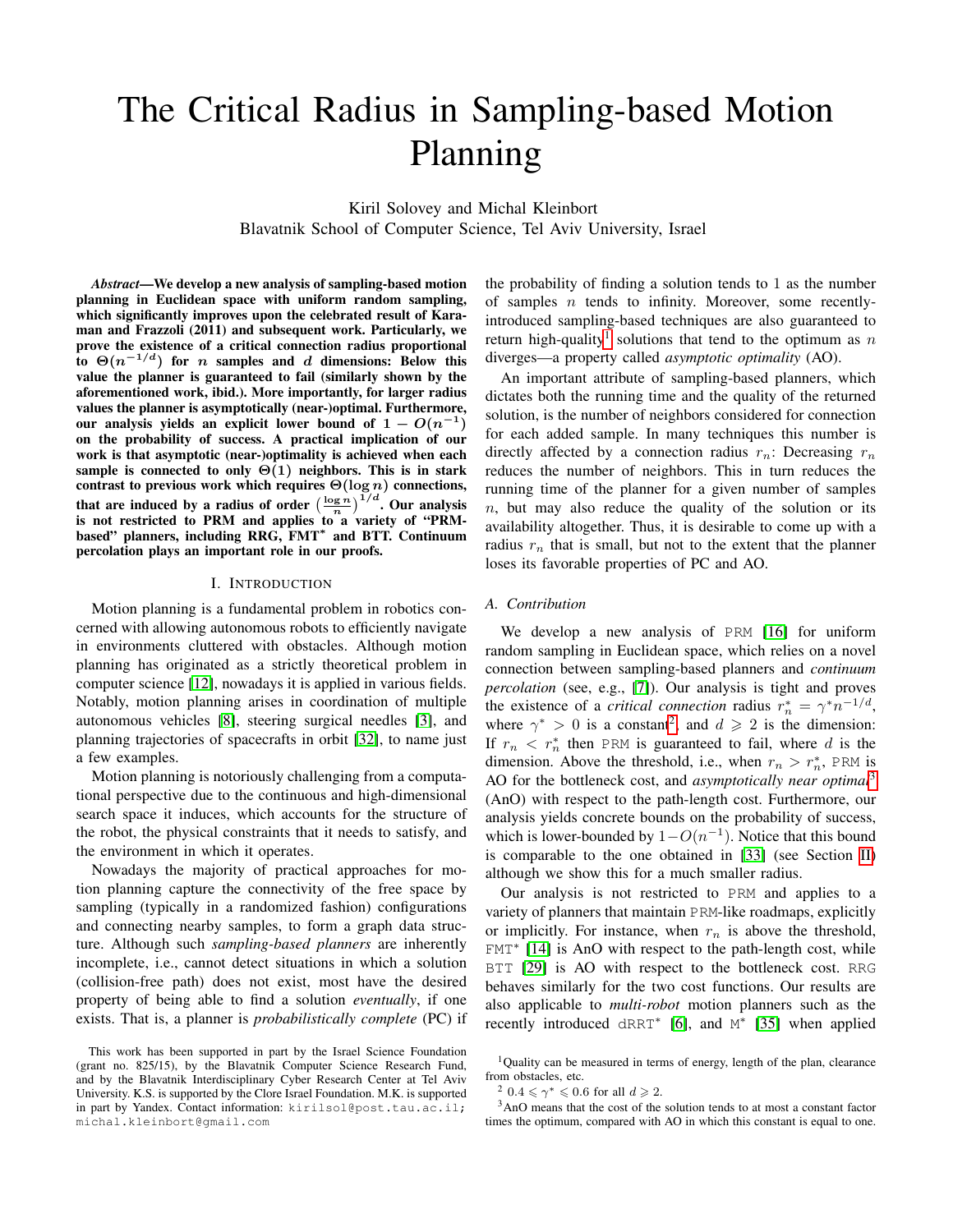# The Critical Radius in Sampling-based Motion Planning

Kiril Solovey and Michal Kleinbort
Blavatnik School of Computer Science, Tel Aviv University, Israel

***Abstract*—We develop a new analysis of sampling-based motion planning in Euclidean space with uniform random sampling, which significantly improves upon the celebrated result of Karaman and Frazzoli (2011) and subsequent work. Particularly, we prove the existence of a critical connection radius proportional to $\Theta(n^{-1/d})$ for $n$ samples and $d$ dimensions: Below this value the planner is guaranteed to fail (similarly shown by the aforementioned work, ibid.). More importantly, for larger radius values the planner is asymptotically (near-)optimal. Furthermore, our analysis yields an explicit lower bound of $1 - O(n^{-1})$ on the probability of success. A practical implication of our work is that asymptotic (near-)optimality is achieved when each sample is connected to only $\Theta(1)$ neighbors. This is in stark contrast to previous work which requires $\Theta(\log n)$ connections, that are induced by a radius of order $\left(\frac{\log n}{n}\right)^{1/d}$. Our analysis is not restricted to PRM and applies to a variety of "PRM-based" planners, including RRG, FMT\* and BTT. Continuum percolation plays an important role in our proofs.**

## I. Introduction

Motion planning is a fundamental problem in robotics concerned with allowing autonomous robots to efficiently navigate in environments cluttered with obstacles. Although motion planning has originated as a strictly theoretical problem in computer science [12], nowadays it is applied in various fields. Notably, motion planning arises in coordination of multiple autonomous vehicles [8], steering surgical needles [3], and planning trajectories of spacecrafts in orbit [32], to name just a few examples.

Motion planning is notoriously challenging from a computational perspective due to the continuous and high-dimensional search space it induces, which accounts for the structure of the robot, the physical constraints that it needs to satisfy, and the environment in which it operates.

Nowadays the majority of practical approaches for motion planning capture the connectivity of the free space by sampling (typically in a randomized fashion) configurations and connecting nearby samples, to form a graph data structure. Although such *sampling-based planners* are inherently incomplete, i.e., cannot detect situations in which a solution (collision-free path) does not exist, most have the desired property of being able to find a solution *eventually*, if one exists. That is, a planner is *probabilistically complete* (PC) if the probability of finding a solution tends to 1 as the number of samples $n$ tends to infinity. Moreover, some recently-introduced sampling-based techniques are also guaranteed to return high-quality[1] solutions that tend to the optimum as $n$ diverges—a property called *asymptotic optimality* (AO).

An important attribute of sampling-based planners, which dictates both the running time and the quality of the returned solution, is the number of neighbors considered for connection for each added sample. In many techniques this number is directly affected by a connection radius $r_n$: Decreasing $r_n$ reduces the number of neighbors. This in turn reduces the running time of the planner for a given number of samples $n$, but may also reduce the quality of the solution or its availability altogether. Thus, it is desirable to come up with a radius $r_n$ that is small, but not to the extent that the planner loses its favorable properties of PC and AO.

### A. Contribution

We develop a new analysis of PRM [16] for uniform random sampling in Euclidean space, which relies on a novel connection between sampling-based planners and *continuum percolation* (see, e.g., [7]). Our analysis is tight and proves the existence of a *critical connection* radius $r_n^* = \gamma^* n^{-1/d}$, where $\gamma^* > 0$ is a constant[2], and $d \geqslant 2$ is the dimension: If $r_n < r_n^*$ then PRM is guaranteed to fail, where $d$ is the dimension. Above the threshold, i.e., when $r_n > r_n^*$, PRM is AO for the bottleneck cost, and *asymptotically near optimal*[3] (AnO) with respect to the path-length cost. Furthermore, our analysis yields concrete bounds on the probability of success, which is lower-bounded by $1-O(n^{-1})$. Notice that this bound is comparable to the one obtained in [33] (see Section II) although we show this for a much smaller radius.

Our analysis is not restricted to PRM and applies to a variety of planners that maintain PRM-like roadmaps, explicitly or implicitly. For instance, when $r_n$ is above the threshold, FMT\* [14] is AnO with respect to the path-length cost, while BTT [29] is AO with respect to the bottleneck cost. RRG behaves similarly for the two cost functions. Our results are also applicable to *multi-robot* motion planners such as the recently introduced dRRT\* [6], and M\* [35] when applied

---

This work has been supported in part by the Israel Science Foundation (grant no. 825/15), by the Blavatnik Computer Science Research Fund, and by the Blavatnik Interdisciplinary Cyber Research Center at Tel Aviv University. K.S. is supported by the Clore Israel Foundation. M.K. is supported in part by Yandex. Contact information: kirilsol@post.tau.ac.il; michal.kleinbort@gmail.com

[1] Quality can be measured in terms of energy, length of the plan, clearance from obstacles, etc.

[2] $0.4 \leqslant \gamma^* \leqslant 0.6$ for all $d \geqslant 2$.

[3] AnO means that the cost of the solution tends to at most a constant factor times the optimum, compared with AO in which this constant is equal to one.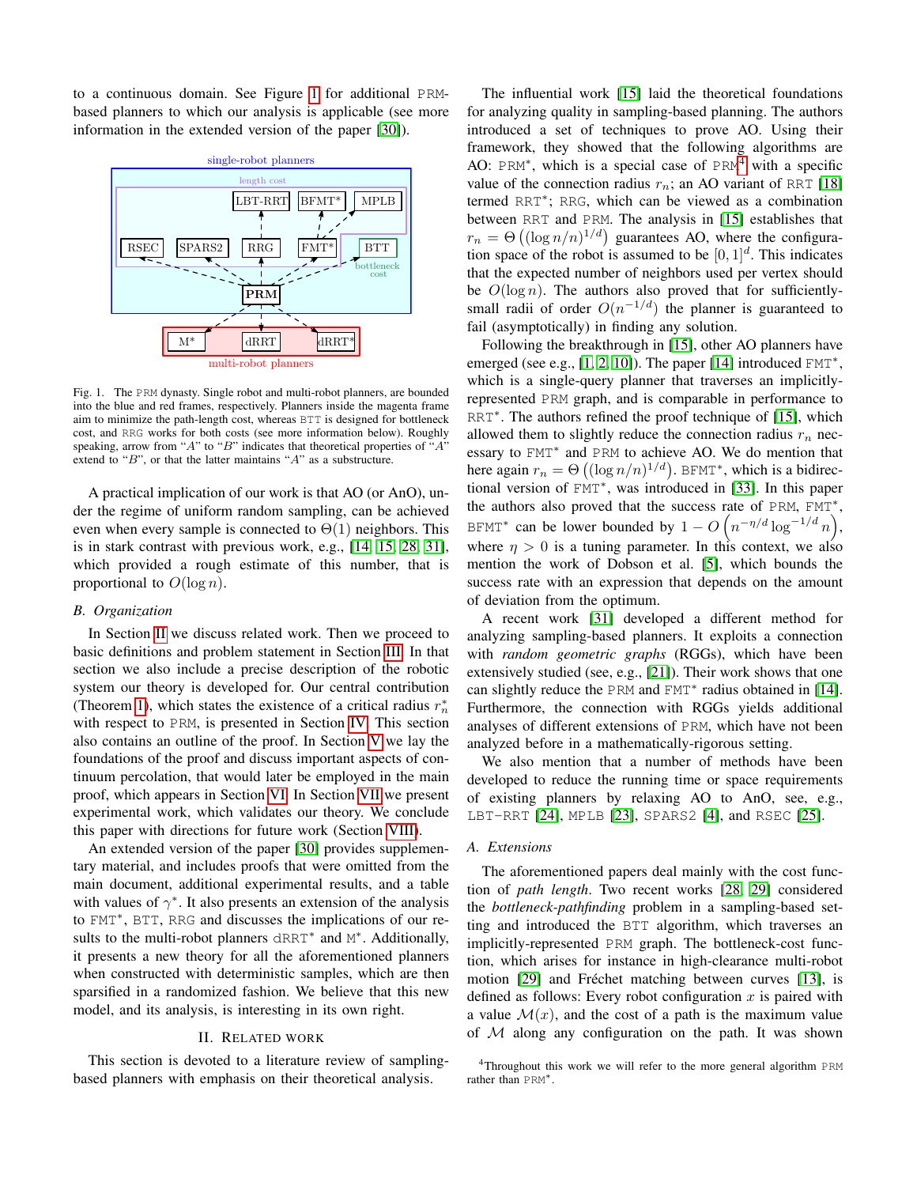to a continuous domain. See Figure 1 for additional PRM-based planners to which our analysis is applicable (see more information in the extended version of the paper [30]).

Fig. 1. The PRM dynasty. Single robot and multi-robot planners, are bounded into the blue and red frames, respectively. Planners inside the magenta frame aim to minimize the path-length cost, whereas BTT is designed for bottleneck cost, and RRG works for both costs (see more information below). Roughly speaking, arrow from "$A$" to "$B$" indicates that theoretical properties of "$A$" extend to "$B$", or that the latter maintains "$A$" as a substructure.

A practical implication of our work is that AO (or AnO), under the regime of uniform random sampling, can be achieved even when every sample is connected to $\Theta(1)$ neighbors. This is in stark contrast with previous work, e.g., [14, 15, 28, 31], which provided a rough estimate of this number, that is proportional to $O(\log n)$.

### B. Organization

In Section II we discuss related work. Then we proceed to basic definitions and problem statement in Section III. In that section we also include a precise description of the robotic system our theory is developed for. Our central contribution (Theorem 1), which states the existence of a critical radius $r_n^*$ with respect to PRM, is presented in Section IV. This section also contains an outline of the proof. In Section V we lay the foundations of the proof and discuss important aspects of continuum percolation, that would later be employed in the main proof, which appears in Section VI. In Section VII we present experimental work, which validates our theory. We conclude this paper with directions for future work (Section VIII).

An extended version of the paper [30] provides supplementary material, and includes proofs that were omitted from the main document, additional experimental results, and a table with values of $\gamma^*$. It also presents an extension of the analysis to FMT*, BTT, RRG and discusses the implications of our results to the multi-robot planners dRRT* and M*. Additionally, it presents a new theory for all the aforementioned planners when constructed with deterministic samples, which are then sparsified in a randomized fashion. We believe that this new model, and its analysis, is interesting in its own right.

## II. Related work

This section is devoted to a literature review of sampling-based planners with emphasis on their theoretical analysis.

The influential work [15] laid the theoretical foundations for analyzing quality in sampling-based planning. The authors introduced a set of techniques to prove AO. Using their framework, they showed that the following algorithms are AO: PRM*, which is a special case of PRM[4] with a specific value of the connection radius $r_n$; an AO variant of RRT [18] termed RRT*; RRG, which can be viewed as a combination between RRT and PRM. The analysis in [15] establishes that $r_n = \Theta\left((\log n/n)^{1/d}\right)$ guarantees AO, where the configuration space of the robot is assumed to be $[0,1]^d$. This indicates that the expected number of neighbors used per vertex should be $O(\log n)$. The authors also proved that for sufficiently-small radii of order $O(n^{-1/d})$ the planner is guaranteed to fail (asymptotically) in finding any solution.

Following the breakthrough in [15], other AO planners have emerged (see e.g., [1, 2, 10]). The paper [14] introduced FMT*, which is a single-query planner that traverses an implicitly-represented PRM graph, and is comparable in performance to RRT*. The authors refined the proof technique of [15], which allowed them to slightly reduce the connection radius $r_n$ necessary to FMT* and PRM to achieve AO. We do mention that here again $r_n = \Theta\left((\log n/n)^{1/d}\right)$. BFMT*, which is a bidirectional version of FMT*, was introduced in [33]. In this paper the authors also proved that the success rate of PRM, FMT*, BFMT* can be lower bounded by $1 - O\left(n^{-\eta/d}\log^{-1/d} n\right)$, where $\eta > 0$ is a tuning parameter. In this context, we also mention the work of Dobson et al. [5], which bounds the success rate with an expression that depends on the amount of deviation from the optimum.

A recent work [31] developed a different method for analyzing sampling-based planners. It exploits a connection with *random geometric graphs* (RGGs), which have been extensively studied (see, e.g., [21]). Their work shows that one can slightly reduce the PRM and FMT* radius obtained in [14]. Furthermore, the connection with RGGs yields additional analyses of different extensions of PRM, which have not been analyzed before in a mathematically-rigorous setting.

We also mention that a number of methods have been developed to reduce the running time or space requirements of existing planners by relaxing AO to AnO, see, e.g., LBT-RRT [24], MPLB [23], SPARS2 [4], and RSEC [25].

### A. Extensions

The aforementioned papers deal mainly with the cost function of *path length*. Two recent works [28, 29] considered the *bottleneck-pathfinding* problem in a sampling-based setting and introduced the BTT algorithm, which traverses an implicitly-represented PRM graph. The bottleneck-cost function, which arises for instance in high-clearance multi-robot motion [29] and Fréchet matching between curves [13], is defined as follows: Every robot configuration $x$ is paired with a value $\mathcal{M}(x)$, and the cost of a path is the maximum value of $\mathcal{M}$ along any configuration on the path. It was shown

[4] Throughout this work we will refer to the more general algorithm PRM rather than PRM*.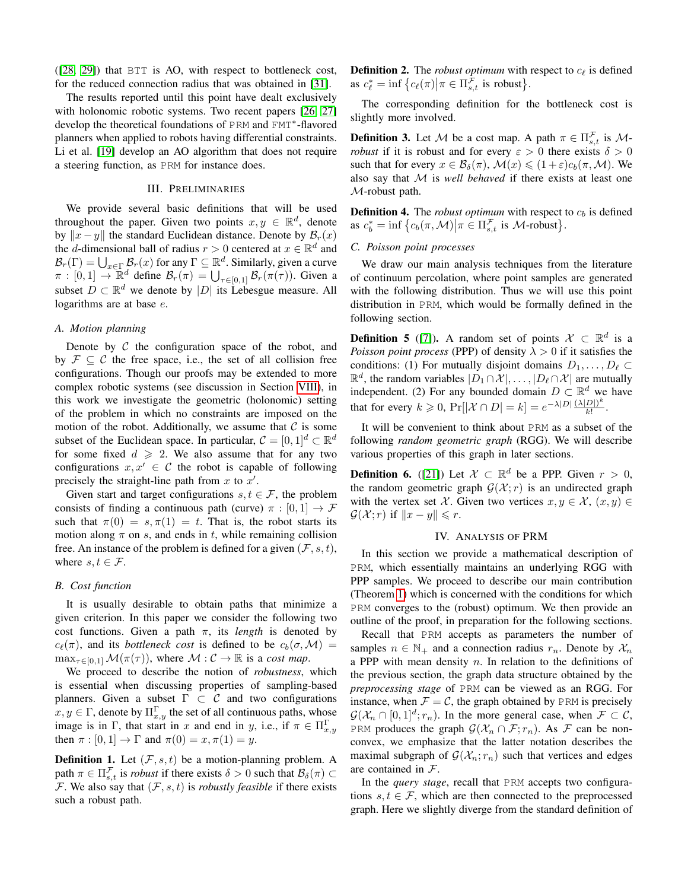([28, 29]) that BTT is AO, with respect to bottleneck cost, for the reduced connection radius that was obtained in [31].

The results reported until this point have dealt exclusively with holonomic robotic systems. Two recent papers [26, 27] develop the theoretical foundations of PRM and FMT*-flavored planners when applied to robots having differential constraints. Li et al. [19] develop an AO algorithm that does not require a steering function, as PRM for instance does.

## III. Preliminaries

We provide several basic definitions that will be used throughout the paper. Given two points $x, y \in \mathbb{R}^d$, denote by $\|x - y\|$ the standard Euclidean distance. Denote by $\mathcal{B}_r(x)$ the $d$-dimensional ball of radius $r > 0$ centered at $x \in \mathbb{R}^d$ and $\mathcal{B}_r(\Gamma) = \bigcup_{x \in \Gamma} \mathcal{B}_r(x)$ for any $\Gamma \subseteq \mathbb{R}^d$. Similarly, given a curve $\pi : [0, 1] \to \mathbb{R}^d$ define $\mathcal{B}_r(\pi) = \bigcup_{\tau \in [0,1]} \mathcal{B}_r(\pi(\tau))$. Given a subset $D \subset \mathbb{R}^d$ we denote by $|D|$ its Lebesgue measure. All logarithms are at base $e$.

### A. Motion planning

Denote by $\mathcal{C}$ the configuration space of the robot, and by $\mathcal{F} \subseteq \mathcal{C}$ the free space, i.e., the set of all collision free configurations. Though our proofs may be extended to more complex robotic systems (see discussion in Section VIII), in this work we investigate the geometric (holonomic) setting of the problem in which no constraints are imposed on the motion of the robot. Additionally, we assume that $\mathcal{C}$ is some subset of the Euclidean space. In particular, $\mathcal{C} = [0, 1]^d \subset \mathbb{R}^d$ for some fixed $d \geqslant 2$. We also assume that for any two configurations $x, x' \in \mathcal{C}$ the robot is capable of following precisely the straight-line path from $x$ to $x'$.

Given start and target configurations $s, t \in \mathcal{F}$, the problem consists of finding a continuous path (curve) $\pi : [0, 1] \to \mathcal{F}$ such that $\pi(0) = s, \pi(1) = t$. That is, the robot starts its motion along $\pi$ on $s$, and ends in $t$, while remaining collision free. An instance of the problem is defined for a given $(\mathcal{F}, s, t)$, where $s, t \in \mathcal{F}$.

### B. Cost function

It is usually desirable to obtain paths that minimize a given criterion. In this paper we consider the following two cost functions. Given a path $\pi$, its *length* is denoted by $c_\ell(\pi)$, and its *bottleneck cost* is defined to be $c_b(\sigma, \mathcal{M}) = \max_{\tau \in [0,1]} \mathcal{M}(\pi(\tau))$, where $\mathcal{M} : \mathcal{C} \to \mathbb{R}$ is a *cost map*.

We proceed to describe the notion of *robustness*, which is essential when discussing properties of sampling-based planners. Given a subset $\Gamma \subset \mathcal{C}$ and two configurations $x, y \in \Gamma$, denote by $\Pi^\Gamma_{x,y}$ the set of all continuous paths, whose image is in $\Gamma$, that start in $x$ and end in $y$, i.e., if $\pi \in \Pi^\Gamma_{x,y}$ then $\pi : [0, 1] \to \Gamma$ and $\pi(0) = x, \pi(1) = y$.

**Definition 1.** Let $(\mathcal{F}, s, t)$ be a motion-planning problem. A path $\pi \in \Pi^{\mathcal{F}}_{s,t}$ is *robust* if there exists $\delta > 0$ such that $\mathcal{B}_\delta(\pi) \subset \mathcal{F}$. We also say that $(\mathcal{F}, s, t)$ is *robustly feasible* if there exists such a robust path.

**Definition 2.** The *robust optimum* with respect to $c_\ell$ is defined as $c^*_\ell = \inf \left\{ c_\ell(\pi) \middle| \pi \in \Pi^{\mathcal{F}}_{s,t} \text{ is robust} \right\}$.

The corresponding definition for the bottleneck cost is slightly more involved.

**Definition 3.** Let $\mathcal{M}$ be a cost map. A path $\pi \in \Pi^{\mathcal{F}}_{s,t}$ is $\mathcal{M}$-*robust* if it is robust and for every $\varepsilon > 0$ there exists $\delta > 0$ such that for every $x \in \mathcal{B}_\delta(\pi)$, $\mathcal{M}(x) \leqslant (1+\varepsilon)c_b(\pi, \mathcal{M})$. We also say that $\mathcal{M}$ is *well behaved* if there exists at least one $\mathcal{M}$-robust path.

**Definition 4.** The *robust optimum* with respect to $c_b$ is defined as $c^*_b = \inf \left\{ c_b(\pi, \mathcal{M}) \middle| \pi \in \Pi^{\mathcal{F}}_{s,t} \text{ is } \mathcal{M}\text{-robust} \right\}$.

### C. Poisson point processes

We draw our main analysis techniques from the literature of continuum percolation, where point samples are generated with the following distribution. Thus we will use this point distribution in PRM, which would be formally defined in the following section.

**Definition 5** ([7]). A random set of points $\mathcal{X} \subset \mathbb{R}^d$ is a *Poisson point process* (PPP) of density $\lambda > 0$ if it satisfies the conditions: (1) For mutually disjoint domains $D_1, \ldots, D_\ell \subset \mathbb{R}^d$, the random variables $|D_1 \cap \mathcal{X}|, \ldots, |D_\ell \cap \mathcal{X}|$ are mutually independent. (2) For any bounded domain $D \subset \mathbb{R}^d$ we have that for every $k \geqslant 0$, $\Pr[|\mathcal{X} \cap D| = k] = e^{-\lambda|D|} \frac{(\lambda|D|)^k}{k!}$.

It will be convenient to think about PRM as a subset of the following *random geometric graph* (RGG). We will describe various properties of this graph in later sections.

**Definition 6.** ([21]) Let $\mathcal{X} \subset \mathbb{R}^d$ be a PPP. Given $r > 0$, the random geometric graph $\mathcal{G}(\mathcal{X}; r)$ is an undirected graph with the vertex set $\mathcal{X}$. Given two vertices $x, y \in \mathcal{X}$, $(x, y) \in \mathcal{G}(\mathcal{X}; r)$ if $\|x - y\| \leqslant r$.

## IV. Analysis of PRM

In this section we provide a mathematical description of PRM, which essentially maintains an underlying RGG with PPP samples. We proceed to describe our main contribution (Theorem 1) which is concerned with the conditions for which PRM converges to the (robust) optimum. We then provide an outline of the proof, in preparation for the following sections.

Recall that PRM accepts as parameters the number of samples $n \in \mathbb{N}_+$ and a connection radius $r_n$. Denote by $\mathcal{X}_n$ a PPP with mean density $n$. In relation to the definitions of the previous section, the graph data structure obtained by the *preprocessing stage* of PRM can be viewed as an RGG. For instance, when $\mathcal{F} = \mathcal{C}$, the graph obtained by PRM is precisely $\mathcal{G}(\mathcal{X}_n \cap [0, 1]^d; r_n)$. In the more general case, when $\mathcal{F} \subset \mathcal{C}$, PRM produces the graph $\mathcal{G}(\mathcal{X}_n \cap \mathcal{F}; r_n)$. As $\mathcal{F}$ can be non-convex, we emphasize that the latter notation describes the maximal subgraph of $\mathcal{G}(\mathcal{X}_n; r_n)$ such that vertices and edges are contained in $\mathcal{F}$.

In the *query stage*, recall that PRM accepts two configurations $s, t \in \mathcal{F}$, which are then connected to the preprocessed graph. Here we slightly diverge from the standard definition of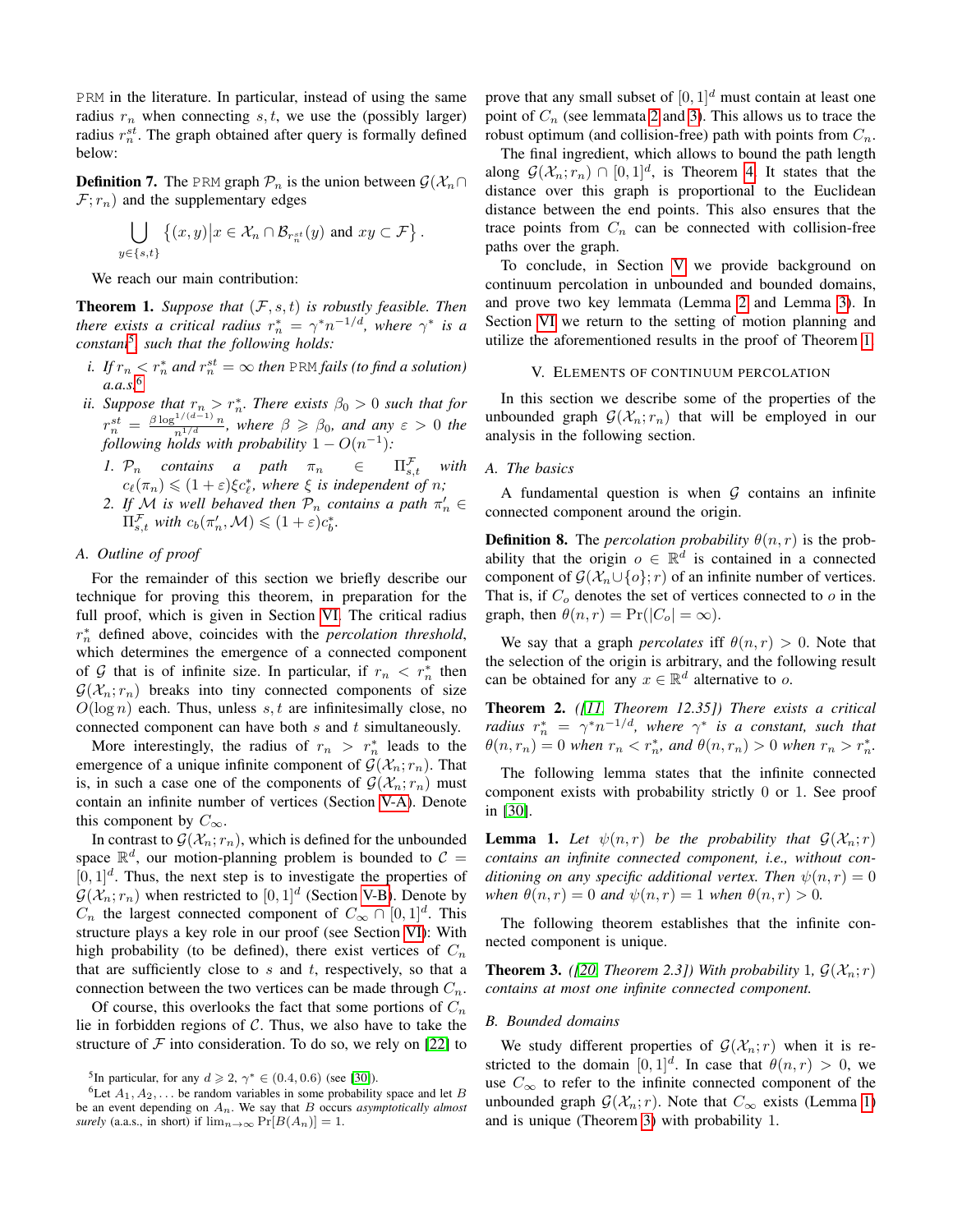PRM in the literature. In particular, instead of using the same radius $r_n$ when connecting $s, t$, we use the (possibly larger) radius $r_n^{st}$. The graph obtained after query is formally defined below:

**Definition 7.** The PRM graph $\mathcal{P}_n$ is the union between $\mathcal{G}(\mathcal{X}_n \cap \mathcal{F}; r_n)$ and the supplementary edges

$$\bigcup_{y \in \{s,t\}} \left\{(x,y) \middle| x \in \mathcal{X}_n \cap \mathcal{B}_{r_n^{st}}(y) \text{ and } xy \subset \mathcal{F}\right\}.$$

We reach our main contribution:

**Theorem 1.** *Suppose that $(\mathcal{F}, s, t)$ is robustly feasible. Then there exists a critical radius $r_n^* = \gamma^* n^{-1/d}$, where $\gamma^*$ is a constant[5], such that the following holds:*

*i. If $r_n < r_n^*$ and $r_n^{st} = \infty$ then PRM fails (to find a solution) a.a.s.[6]*

*ii. Suppose that $r_n > r_n^*$. There exists $\beta_0 > 0$ such that for $r_n^{st} = \frac{\beta \log^{1/(d-1)} n}{n^{1/d}}$, where $\beta \geqslant \beta_0$, and any $\varepsilon > 0$ the following holds with probability $1 - O(n^{-1})$:*

*1. $\mathcal{P}_n$ contains a path $\pi_n \in \Pi_{s,t}^{\mathcal{F}}$ with $c_\ell(\pi_n) \leqslant (1+\varepsilon)\xi c_\ell^*$, where $\xi$ is independent of $n$;*

*2. If $\mathcal{M}$ is well behaved then $\mathcal{P}_n$ contains a path $\pi_n' \in \Pi_{s,t}^{\mathcal{F}}$ with $c_b(\pi_n', \mathcal{M}) \leqslant (1+\varepsilon)c_b^*$.*

### A. Outline of proof

For the remainder of this section we briefly describe our technique for proving this theorem, in preparation for the full proof, which is given in Section VI. The critical radius $r_n^*$ defined above, coincides with the *percolation threshold*, which determines the emergence of a connected component of $\mathcal{G}$ that is of infinite size. In particular, if $r_n < r_n^*$ then $\mathcal{G}(\mathcal{X}_n; r_n)$ breaks into tiny connected components of size $O(\log n)$ each. Thus, unless $s, t$ are infinitesimally close, no connected component can have both $s$ and $t$ simultaneously.

More interestingly, the radius of $r_n > r_n^*$ leads to the emergence of a unique infinite component of $\mathcal{G}(\mathcal{X}_n; r_n)$. That is, in such a case one of the components of $\mathcal{G}(\mathcal{X}_n; r_n)$ must contain an infinite number of vertices (Section V-A). Denote this component by $C_\infty$.

In contrast to $\mathcal{G}(\mathcal{X}_n; r_n)$, which is defined for the unbounded space $\mathbb{R}^d$, our motion-planning problem is bounded to $\mathcal{C} = [0,1]^d$. Thus, the next step is to investigate the properties of $\mathcal{G}(\mathcal{X}_n; r_n)$ when restricted to $[0,1]^d$ (Section V-B). Denote by $C_n$ the largest connected component of $C_\infty \cap [0,1]^d$. This structure plays a key role in our proof (see Section VI): With high probability (to be defined), there exist vertices of $C_n$ that are sufficiently close to $s$ and $t$, respectively, so that a connection between the two vertices can be made through $C_n$.

Of course, this overlooks the fact that some portions of $C_n$ lie in forbidden regions of $\mathcal{C}$. Thus, we also have to take the structure of $\mathcal{F}$ into consideration. To do so, we rely on [22] to prove that any small subset of $[0,1]^d$ must contain at least one point of $C_n$ (see lemmata 2 and 3). This allows us to trace the robust optimum (and collision-free) path with points from $C_n$.

The final ingredient, which allows to bound the path length along $\mathcal{G}(\mathcal{X}_n; r_n) \cap [0,1]^d$, is Theorem 4. It states that the distance over this graph is proportional to the Euclidean distance between the end points. This also ensures that the trace points from $C_n$ can be connected with collision-free paths over the graph.

To conclude, in Section V we provide background on continuum percolation in unbounded and bounded domains, and prove two key lemmata (Lemma 2 and Lemma 3). In Section VI we return to the setting of motion planning and utilize the aforementioned results in the proof of Theorem 1.

## V. Elements of Continuum Percolation

In this section we describe some of the properties of the unbounded graph $\mathcal{G}(\mathcal{X}_n; r_n)$ that will be employed in our analysis in the following section.

### A. The basics

A fundamental question is when $\mathcal{G}$ contains an infinite connected component around the origin.

**Definition 8.** The *percolation probability* $\theta(n, r)$ is the probability that the origin $o \in \mathbb{R}^d$ is contained in a connected component of $\mathcal{G}(\mathcal{X}_n \cup \{o\}; r)$ of an infinite number of vertices. That is, if $C_o$ denotes the set of vertices connected to $o$ in the graph, then $\theta(n, r) = \Pr(|C_o| = \infty)$.

We say that a graph *percolates* iff $\theta(n, r) > 0$. Note that the selection of the origin is arbitrary, and the following result can be obtained for any $x \in \mathbb{R}^d$ alternative to $o$.

**Theorem 2.** *([11, Theorem 12.35]) There exists a critical radius $r_n^* = \gamma^* n^{-1/d}$, where $\gamma^*$ is a constant, such that $\theta(n, r_n) = 0$ when $r_n < r_n^*$, and $\theta(n, r_n) > 0$ when $r_n > r_n^*$.*

The following lemma states that the infinite connected component exists with probability strictly 0 or 1. See proof in [30].

**Lemma 1.** *Let $\psi(n, r)$ be the probability that $\mathcal{G}(\mathcal{X}_n; r)$ contains an infinite connected component, i.e., without conditioning on any specific additional vertex. Then $\psi(n, r) = 0$ when $\theta(n, r) = 0$ and $\psi(n, r) = 1$ when $\theta(n, r) > 0$.*

The following theorem establishes that the infinite connected component is unique.

**Theorem 3.** *([20, Theorem 2.3]) With probability 1, $\mathcal{G}(\mathcal{X}_n; r)$ contains at most one infinite connected component.*

### B. Bounded domains

We study different properties of $\mathcal{G}(\mathcal{X}_n; r)$ when it is restricted to the domain $[0,1]^d$. In case that $\theta(n, r) > 0$, we use $C_\infty$ to refer to the infinite connected component of the unbounded graph $\mathcal{G}(\mathcal{X}_n; r)$. Note that $C_\infty$ exists (Lemma 1) and is unique (Theorem 3) with probability 1.

---

[5] In particular, for any $d \geqslant 2$, $\gamma^* \in (0.4, 0.6)$ (see [30]).

[6] Let $A_1, A_2, \ldots$ be random variables in some probability space and let $B$ be an event depending on $A_n$. We say that $B$ occurs *asymptotically almost surely* (a.a.s., in short) if $\lim_{n\to\infty} \Pr[B(A_n)] = 1$.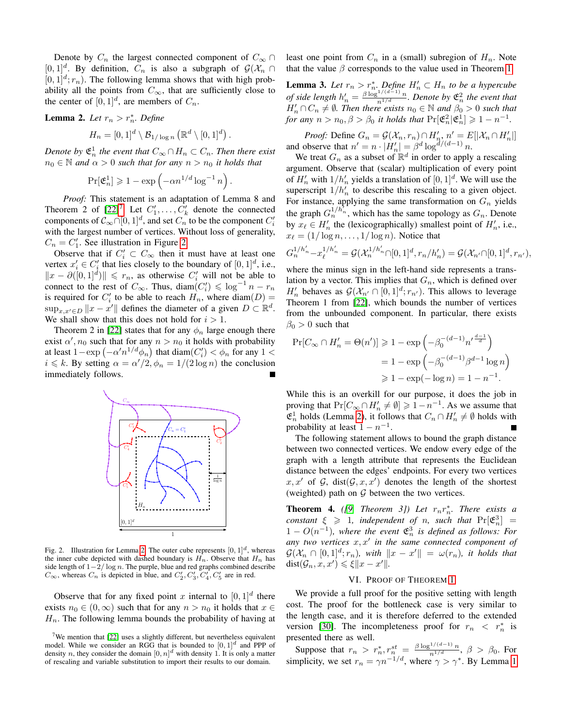Denote by $C_n$ the largest connected component of $C_\infty \cap [0,1]^d$. By definition, $C_n$ is also a subgraph of $\mathcal{G}(\mathcal{X}_n \cap [0,1]^d; r_n)$. The following lemma shows that with high probability all the points from $C_\infty$, that are sufficiently close to the center of $[0,1]^d$, are members of $C_n$.

**Lemma 2.** *Let $r_n > r_n^*$. Define*

$$H_n = [0,1]^d \setminus \mathcal{B}_{1/\log n}\left(\mathbb{R}^d \setminus [0,1]^d\right).$$

*Denote by $\mathfrak{E}_n^1$ the event that $C_\infty \cap H_n \subset C_n$. Then there exist $n_0 \in \mathbb{N}$ and $\alpha > 0$ such that for any $n > n_0$ it holds that*

$$\Pr[\mathfrak{E}_n^1] \geqslant 1 - \exp\left(-\alpha n^{1/d} \log^{-1} n\right).$$

*Proof:* This statement is an adaptation of Lemma 8 and Theorem 2 of [22][7]. Let $C_1', \ldots, C_k'$ denote the connected components of $\mathcal{C}_\infty \cap [0,1]^d$, and set $C_n$ to be the component $C_i'$ with the largest number of vertices. Without loss of generality, $C_n = C_1'$. See illustration in Figure 2.

Observe that if $C_i' \subset C_\infty$ then it must have at least one vertex $x_i' \in C_i'$ that lies closely to the boundary of $[0,1]^d$, i.e., $\|x - \partial([0,1]^d)\| \leqslant r_n$, as otherwise $C_i'$ will not be able to connect to the rest of $C_\infty$. Thus, $\text{diam}(C_i') \leqslant \log^{-1} n - r_n$ is required for $C_i'$ to be able to reach $H_n$, where $\text{diam}(D) = \sup_{x,x' \in D} \|x - x'\|$ defines the diameter of a given $D \subset \mathbb{R}^d$. We shall show that this does not hold for $i > 1$.

Theorem 2 in [22] states that for any $\phi_n$ large enough there exist $\alpha', n_0$ such that for any $n > n_0$ it holds with probability at least $1 - \exp\left(-\alpha' n^{1/d} \phi_n\right)$ that $\text{diam}(C_i') < \phi_n$ for any $1 < i \leqslant k$. By setting $\alpha = \alpha'/2, \phi_n = 1/(2\log n)$ the conclusion immediately follows. ■

Fig. 2. Illustration for Lemma 2. The outer cube represents $[0,1]^d$, whereas the inner cube depicted with dashed boundary is $H_n$. Observe that $H_n$ has side length of $1 - 2/\log n$. The purple, blue and red graphs combined describe $C_\infty$, whereas $C_n$ is depicted in blue, and $C_2', C_3', C_4', C_5'$ are in red.

Observe that for any fixed point $x$ internal to $[0,1]^d$ there exists $n_0 \in (0, \infty)$ such that for any $n > n_0$ it holds that $x \in H_n$. The following lemma bounds the probability of having at least one point from $C_n$ in a (small) subregion of $H_n$. Note that the value $\beta$ corresponds to the value used in Theorem 1.

**Lemma 3.** *Let $r_n > r_n^*$. Define $H_n' \subset H_n$ to be a hypercube of side length $h_n' = \frac{\beta \log^{1/(d-1)} n}{n^{1/d}}$. Denote by $\mathfrak{E}_n^2$ the event that $H_n' \cap C_n \neq \emptyset$. Then there exists $n_0 \in \mathbb{N}$ and $\beta_0 > 0$ such that for any $n > n_0, \beta > \beta_0$ it holds that $\Pr[\mathfrak{E}_n^2 | \mathfrak{E}_n^1] \geqslant 1 - n^{-1}$.*

*Proof:* Define $G_n = \mathcal{G}(\mathcal{X}_n, r_n) \cap H_n'$, $n' = E[|\mathcal{X}_n \cap H_n'|]$ and observe that $n' = n \cdot |H_n'| = \beta^d \log^{d/(d-1)} n$.

We treat $G_n$ as a subset of $\mathbb{R}^d$ in order to apply a rescaling argument. Observe that (scalar) multiplication of every point of $H_n'$ with $1/h_n'$ yields a translation of $[0,1]^d$. We will use the superscript $1/h_n'$ to describe this rescaling to a given object. For instance, applying the same transformation on $G_n$ yields the graph $G_n^{1/h_n'}$, which has the same topology as $G_n$. Denote by $x_\ell \in H_n'$ the (lexicographically) smallest point of $H_n'$, i.e., $x_\ell = (1/\log n, \ldots, 1/\log n)$. Notice that

$$G_n^{1/h_n'} - x_\ell^{1/h_n'} = \mathcal{G}(\mathcal{X}_n^{1/h_n'} \cap [0,1]^d, r_n/h_n') = \mathcal{G}(\mathcal{X}_{n'} \cap [0,1]^d, r_{n'}),$$

where the minus sign in the left-hand side represents a translation by a vector. This implies that $G_n$, which is defined over $H_n'$ behaves as $\mathcal{G}(\mathcal{X}_{n'} \cap [0,1]^d; r_{n'})$. This allows to leverage Theorem 1 from [22], which bounds the number of vertices from the unbounded component. In particular, there exists $\beta_0 > 0$ such that

$$\begin{aligned}
\Pr[C_\infty \cap H_n' = \Theta(n')] &\geqslant 1 - \exp\left(-\beta_0^{-(d-1)} n'^{\frac{d-1}{d}}\right) \\
&= 1 - \exp\left(-\beta_0^{-(d-1)} \beta^{d-1} \log n\right) \\
&\geqslant 1 - \exp(-\log n) = 1 - n^{-1}.
\end{aligned}$$

While this is an overkill for our purpose, it does the job in proving that $\Pr[C_\infty \cap H_n' \neq \emptyset] \geqslant 1 - n^{-1}$. As we assume that $\mathfrak{E}_n^1$ holds (Lemma 2), it follows that $C_n \cap H_n' \neq \emptyset$ holds with probability at least $1 - n^{-1}$. ■

The following statement allows to bound the graph distance between two connected vertices. We endow every edge of the graph with a length attribute that represents the Euclidean distance between the edges' endpoints. For every two vertices $x, x'$ of $\mathcal{G}$, $\text{dist}(\mathcal{G}, x, x')$ denotes the length of the shortest (weighted) path on $\mathcal{G}$ between the two vertices.

**Theorem 4.** *([9] Theorem 3]) Let $r_n r_n^*$. There exists a constant $\xi \geqslant 1$, independent of $n$, such that $\Pr[\mathfrak{E}_n^3] = 1 - O(n^{-1})$, where the event $\mathfrak{E}_n^3$ is defined as follows: For any two vertices $x, x'$ in the same connected component of $\mathcal{G}(\mathcal{X}_n \cap [0,1]^d; r_n)$, with $\|x - x'\| = \omega(r_n)$, it holds that $\text{dist}(\mathcal{G}_n, x, x') \leqslant \xi \|x - x'\|$.*

## VI. Proof of Theorem 1

We provide a full proof for the positive setting with length cost. The proof for the bottleneck case is very similar to the length case, and it is therefore deferred to the extended version [30]. The incompleteness proof for $r_n < r_n^*$ is presented there as well.

Suppose that $r_n > r_n^*, r_n^{st} = \frac{\beta \log^{1/(d-1)} n}{n^{1/d}}$, $\beta > \beta_0$. For simplicity, we set $r_n = \gamma n^{-1/d}$, where $\gamma > \gamma^*$. By Lemma 1

[7] We mention that [22] uses a slightly different, but nevertheless equivalent model. While we consider an RGG that is bounded to $[0,1]^d$ and PPP of density $n$, they consider the domain $[0,n]^d$ with density 1. It is only a matter of rescaling and variable substitution to import their results to our domain.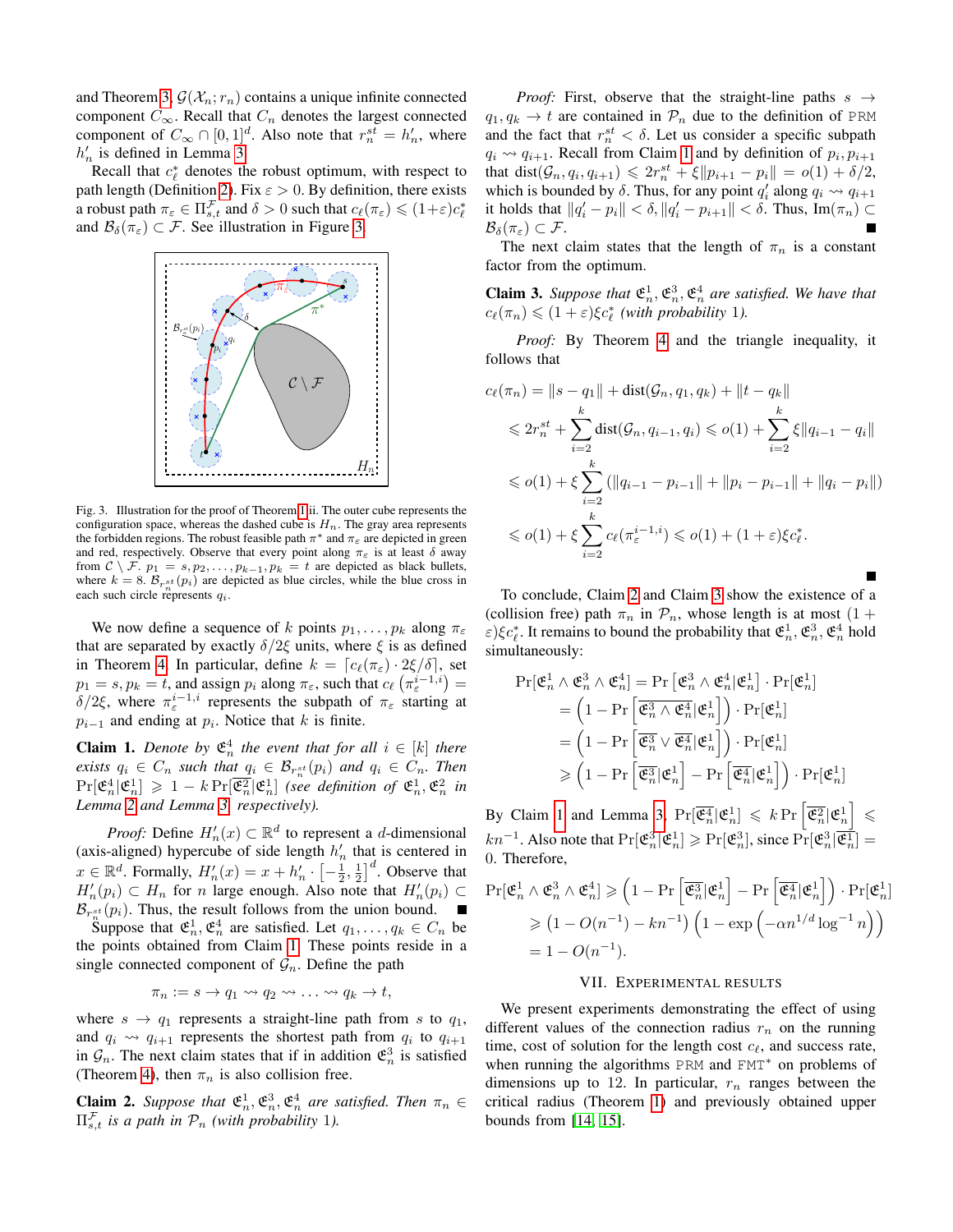and Theorem 3, $\mathcal{G}(\mathcal{X}_n; r_n)$ contains a unique infinite connected component $C_\infty$. Recall that $C_n$ denotes the largest connected component of $C_\infty \cap [0,1]^d$. Also note that $r_n^{st} = h_n'$, where $h_n'$ is defined in Lemma 3.

Recall that $c_\ell^*$ denotes the robust optimum, with respect to path length (Definition 2). Fix $\varepsilon > 0$. By definition, there exists a robust path $\pi_\varepsilon \in \Pi_{s,t}^{\mathcal{F}}$ and $\delta > 0$ such that $c_\ell(\pi_\varepsilon) \leqslant (1+\varepsilon)c_\ell^*$ and $\mathcal{B}_\delta(\pi_\varepsilon) \subset \mathcal{F}$. See illustration in Figure 3.

Fig. 3. Illustration for the proof of Theorem 1ii. The outer cube represents the configuration space, whereas the dashed cube is $H_n$. The gray area represents the forbidden regions. The robust feasible path $\pi^*$ and $\pi_\varepsilon$ are depicted in green and red, respectively. Observe that every point along $\pi_\varepsilon$ is at least $\delta$ away from $\mathcal{C} \setminus \mathcal{F}$. $p_1 = s, p_2, \ldots, p_{k-1}, p_k = t$ are depicted as black bullets, where $k = 8$. $\mathcal{B}_{r_n^{st}}(p_i)$ are depicted as blue circles, while the blue cross in each such circle represents $q_i$.

We now define a sequence of $k$ points $p_1, \ldots, p_k$ along $\pi_\varepsilon$ that are separated by exactly $\delta/2\xi$ units, where $\xi$ is as defined in Theorem 4. In particular, define $k = \lceil c_\ell(\pi_\varepsilon) \cdot 2\xi/\delta \rceil$, set $p_1 = s, p_k = t$, and assign $p_i$ along $\pi_\varepsilon$, such that $c_\ell\left(\pi_\varepsilon^{i-1,i}\right) = \delta/2\xi$, where $\pi_\varepsilon^{i-1,i}$ represents the subpath of $\pi_\varepsilon$ starting at $p_{i-1}$ and ending at $p_i$. Notice that $k$ is finite.

**Claim 1.** *Denote by $\mathfrak{E}_n^4$ the event that for all $i \in [k]$ there exists $q_i \in C_n$ such that $q_i \in \mathcal{B}_{r_n^{st}}(p_i)$ and $q_i \in C_n$. Then $\Pr[\mathfrak{E}_n^4 | \mathfrak{E}_n^1] \geqslant 1 - k \Pr[\overline{\mathfrak{E}_n^2} | \mathfrak{E}_n^1]$ (see definition of $\mathfrak{E}_n^1, \mathfrak{E}_n^2$ in Lemma 2 and Lemma 3, respectively).*

*Proof:* Define $H_n'(x) \subset \mathbb{R}^d$ to represent a $d$-dimensional (axis-aligned) hypercube of side length $h_n'$ that is centered in $x \in \mathbb{R}^d$. Formally, $H_n'(x) = x + h_n' \cdot \left[-\frac{1}{2}, \frac{1}{2}\right]^d$. Observe that $H_n'(p_i) \subset H_n$ for $n$ large enough. Also note that $H_n'(p_i) \subset \mathcal{B}_{r_n^{st}}(p_i)$. Thus, the result follows from the union bound. ∎

Suppose that $\mathfrak{E}_n^1, \mathfrak{E}_n^4$ are satisfied. Let $q_1, \ldots, q_k \in C_n$ be the points obtained from Claim 1. These points reside in a single connected component of $\mathcal{G}_n$. Define the path

$$\pi_n := s \to q_1 \rightsquigarrow q_2 \rightsquigarrow \ldots \rightsquigarrow q_k \to t,$$

where $s \to q_1$ represents a straight-line path from $s$ to $q_1$, and $q_i \rightsquigarrow q_{i+1}$ represents the shortest path from $q_i$ to $q_{i+1}$ in $\mathcal{G}_n$. The next claim states that if in addition $\mathfrak{E}_n^3$ is satisfied (Theorem 4), then $\pi_n$ is also collision free.

**Claim 2.** *Suppose that $\mathfrak{E}_n^1, \mathfrak{E}_n^3, \mathfrak{E}_n^4$ are satisfied. Then $\pi_n \in \Pi_{s,t}^{\mathcal{F}}$ is a path in $\mathcal{P}_n$ (with probability 1).*

*Proof:* First, observe that the straight-line paths $s \to q_1, q_k \to t$ are contained in $\mathcal{P}_n$ due to the definition of PRM and the fact that $r_n^{st} < \delta$. Let us consider a specific subpath $q_i \rightsquigarrow q_{i+1}$. Recall from Claim 1 and by definition of $p_i, p_{i+1}$ that $\text{dist}(\mathcal{G}_n, q_i, q_{i+1}) \leqslant 2r_n^{st} + \xi\|p_{i+1} - p_i\| = o(1) + \delta/2$, which is bounded by $\delta$. Thus, for any point $q_i'$ along $q_i \rightsquigarrow q_{i+1}$ it holds that $\|q_i' - p_i\| < \delta, \|q_i' - p_{i+1}\| < \delta$. Thus, $\text{Im}(\pi_n) \subset \mathcal{B}_\delta(\pi_\varepsilon) \subset \mathcal{F}$. ∎

The next claim states that the length of $\pi_n$ is a constant factor from the optimum.

**Claim 3.** *Suppose that $\mathfrak{E}_n^1, \mathfrak{E}_n^3, \mathfrak{E}_n^4$ are satisfied. We have that $c_\ell(\pi_n) \leqslant (1+\varepsilon)\xi c_\ell^*$ (with probability 1).*

*Proof:* By Theorem 4 and the triangle inequality, it follows that

$$
\begin{aligned}
c_\ell(\pi_n) &= \|s - q_1\| + \text{dist}(\mathcal{G}_n, q_1, q_k) + \|t - q_k\| \\
&\leqslant 2r_n^{st} + \sum_{i=2}^{k} \text{dist}(\mathcal{G}_n, q_{i-1}, q_i) \leqslant o(1) + \sum_{i=2}^{k} \xi\|q_{i-1} - q_i\| \\
&\leqslant o(1) + \xi \sum_{i=2}^{k} \left(\|q_{i-1} - p_{i-1}\| + \|p_i - p_{i-1}\| + \|q_i - p_i\|\right) \\
&\leqslant o(1) + \xi \sum_{i=2}^{k} c_\ell(\pi_\varepsilon^{i-1,i}) \leqslant o(1) + (1+\varepsilon)\xi c_\ell^*.
\end{aligned}
$$

∎

To conclude, Claim 2 and Claim 3 show the existence of a (collision free) path $\pi_n$ in $\mathcal{P}_n$, whose length is at most $(1+\varepsilon)\xi c_\ell^*$. It remains to bound the probability that $\mathfrak{E}_n^1, \mathfrak{E}_n^3, \mathfrak{E}_n^4$ hold simultaneously:

$$
\begin{aligned}
\Pr[\mathfrak{E}_n^1 \wedge \mathfrak{E}_n^3 \wedge \mathfrak{E}_n^4] &= \Pr\left[\mathfrak{E}_n^3 \wedge \mathfrak{E}_n^4 | \mathfrak{E}_n^1\right] \cdot \Pr[\mathfrak{E}_n^1] \\
&= \left(1 - \Pr\left[\overline{\mathfrak{E}_n^3 \wedge \mathfrak{E}_n^4} | \mathfrak{E}_n^1\right]\right) \cdot \Pr[\mathfrak{E}_n^1] \\
&= \left(1 - \Pr\left[\overline{\mathfrak{E}_n^3} \vee \overline{\mathfrak{E}_n^4} | \mathfrak{E}_n^1\right]\right) \cdot \Pr[\mathfrak{E}_n^1] \\
&\geqslant \left(1 - \Pr\left[\overline{\mathfrak{E}_n^3} | \mathfrak{E}_n^1\right] - \Pr\left[\overline{\mathfrak{E}_n^4} | \mathfrak{E}_n^1\right]\right) \cdot \Pr[\mathfrak{E}_n^1]
\end{aligned}
$$

By Claim 1 and Lemma 3, $\Pr[\overline{\mathfrak{E}_n^4} | \mathfrak{E}_n^1] \leqslant k \Pr\left[\overline{\mathfrak{E}_n^2} | \mathfrak{E}_n^1\right] \leqslant kn^{-1}$. Also note that $\Pr[\mathfrak{E}_n^3 | \mathfrak{E}_n^1] \geqslant \Pr[\mathfrak{E}_n^3]$, since $\Pr[\mathfrak{E}_n^3 | \overline{\mathfrak{E}_n^1}] = 0$. Therefore,

$$
\begin{aligned}
\Pr[\mathfrak{E}_n^1 \wedge \mathfrak{E}_n^3 \wedge \mathfrak{E}_n^4] &\geqslant \left(1 - \Pr\left[\overline{\mathfrak{E}_n^3} | \mathfrak{E}_n^1\right] - \Pr\left[\overline{\mathfrak{E}_n^4} | \mathfrak{E}_n^1\right]\right) \cdot \Pr[\mathfrak{E}_n^1] \\
&\geqslant \left(1 - O(n^{-1}) - kn^{-1}\right)\left(1 - \exp\left(-\alpha n^{1/d} \log^{-1} n\right)\right) \\
&= 1 - O(n^{-1}).
\end{aligned}
$$

## VII. Experimental Results

We present experiments demonstrating the effect of using different values of the connection radius $r_n$ on the running time, cost of solution for the length cost $c_\ell$, and success rate, when running the algorithms PRM and FMT* on problems of dimensions up to 12. In particular, $r_n$ ranges between the critical radius (Theorem 1) and previously obtained upper bounds from [14], [15].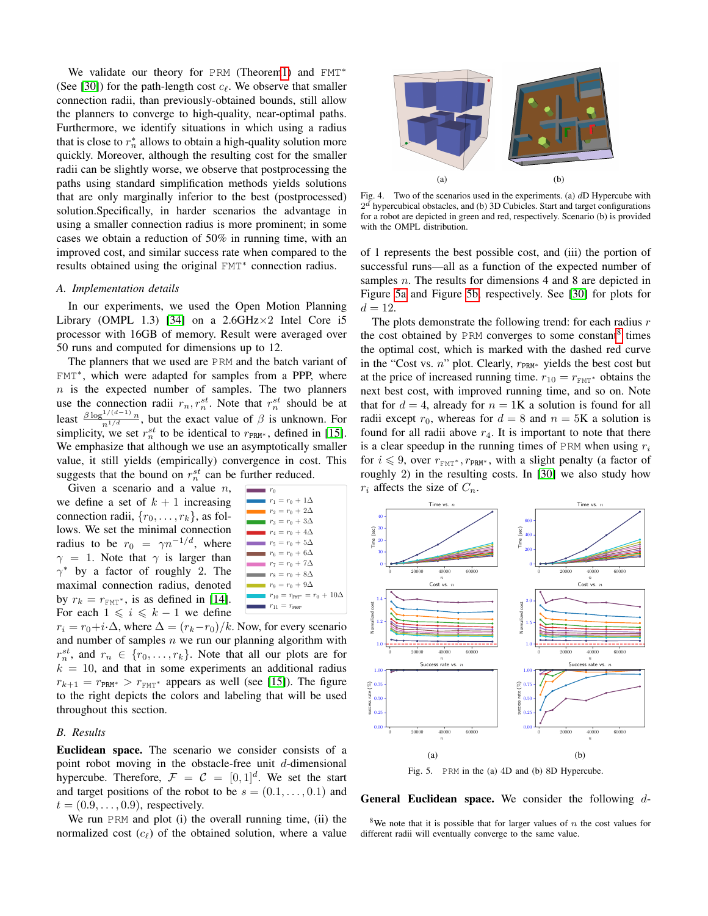We validate our theory for PRM (Theorem 1) and FMT* (See [30]) for the path-length cost $c_\ell$. We observe that smaller connection radii, than previously-obtained bounds, still allow the planners to converge to high-quality, near-optimal paths. Furthermore, we identify situations in which using a radius that is close to $r_n^*$ allows to obtain a high-quality solution more quickly. Moreover, although the resulting cost for the smaller radii can be slightly worse, we observe that postprocessing the paths using standard simplification methods yields solutions that are only marginally inferior to the best (postprocessed) solution.Specifically, in harder scenarios the advantage in using a smaller connection radius is more prominent; in some cases we obtain a reduction of 50% in running time, with an improved cost, and similar success rate when compared to the results obtained using the original FMT* connection radius.

### A. Implementation details

In our experiments, we used the Open Motion Planning Library (OMPL 1.3) [34] on a 2.6GHz×2 Intel Core i5 processor with 16GB of memory. Result were averaged over 50 runs and computed for dimensions up to 12.

The planners that we used are PRM and the batch variant of FMT*, which were adapted for samples from a PPP, where $n$ is the expected number of samples. The two planners use the connection radii $r_n, r_n^{st}$. Note that $r_n^{st}$ should be at least $\frac{\beta \log^{1/(d-1)} n}{n^{1/d}}$, but the exact value of $\beta$ is unknown. For simplicity, we set $r_n^{st}$ to be identical to $r_{\texttt{PRM}^*}$, defined in [15]. We emphasize that although we use an asymptotically smaller value, it still yields (empirically) convergence in cost. This suggests that the bound on $r_n^{st}$ can be further reduced.

Given a scenario and a value $n$, we define a set of $k+1$ increasing connection radii, $\{r_0, \ldots, r_k\}$, as follows. We set the minimal connection radius to be $r_0 = \gamma n^{-1/d}$, where $\gamma = 1$. Note that $\gamma$ is larger than $\gamma^*$ by a factor of roughly 2. The maximal connection radius, denoted by $r_k = r_{\texttt{FMT}^*}$, is as defined in [14]. For each $1 \leqslant i \leqslant k-1$ we define $r_i = r_0 + i \cdot \Delta$, where $\Delta = (r_k - r_0)/k$. Now, for every scenario and number of samples $n$ we run our planning algorithm with $r_n^{st}$, and $r_n \in \{r_0, \ldots, r_k\}$. Note that all our plots are for $k = 10$, and that in some experiments an additional radius $r_{k+1} = r_{\texttt{PRM}^*} > r_{\texttt{FMT}^*}$ appears as well (see [15]). The figure to the right depicts the colors and labeling that will be used throughout this section.

Legend: $r_0$; $r_1 = r_0 + 1\Delta$; $r_2 = r_0 + 2\Delta$; $r_3 = r_0 + 3\Delta$; $r_4 = r_0 + 4\Delta$; $r_5 = r_0 + 5\Delta$; $r_6 = r_0 + 6\Delta$; $r_7 = r_0 + 7\Delta$; $r_8 = r_0 + 8\Delta$; $r_9 = r_0 + 9\Delta$; $r_{10} = r_{\texttt{FMT}^*} = r_0 + 10\Delta$; $r_{11} = r_{\texttt{PRM}^*}$

### B. Results

**Euclidean space.** The scenario we consider consists of a point robot moving in the obstacle-free unit $d$-dimensional hypercube. Therefore, $\mathcal{F} = \mathcal{C} = [0,1]^d$. We set the start and target positions of the robot to be $s = (0.1, \ldots, 0.1)$ and $t = (0.9, \ldots, 0.9)$, respectively.

We run PRM and plot (i) the overall running time, (ii) the normalized cost ($c_\ell$) of the obtained solution, where a value of 1 represents the best possible cost, and (iii) the portion of successful runs—all as a function of the expected number of samples $n$. The results for dimensions 4 and 8 are depicted in Figure 5a and Figure 5b, respectively. See [30] for plots for $d = 12$.

Fig. 4. Two of the scenarios used in the experiments. (a) $d$D Hypercube with $2^d$ hypercubical obstacles, and (b) 3D Cubicles. Start and target configurations for a robot are depicted in green and red, respectively. Scenario (b) is provided with the OMPL distribution.

The plots demonstrate the following trend: for each radius $r$ the cost obtained by PRM converges to some constant[8] times the optimal cost, which is marked with the dashed red curve in the "Cost vs. $n$" plot. Clearly, $r_{\texttt{PRM}^*}$ yields the best cost but at the price of increased running time. $r_{10} = r_{\texttt{FMT}^*}$ obtains the next best cost, with improved running time, and so on. Note that for $d = 4$, already for $n = 1$K a solution is found for all radii except $r_0$, whereas for $d = 8$ and $n = 5$K a solution is found for all radii above $r_4$. It is important to note that there is a clear speedup in the running times of PRM when using $r_i$ for $i \leqslant 9$, over $r_{\texttt{FMT}^*}, r_{\texttt{PRM}^*}$, with a slight penalty (a factor of roughly 2) in the resulting costs. In [30] we also study how $r_i$ affects the size of $C_n$.

Fig. 5. PRM in the (a) 4D and (b) 8D Hypercube.

**General Euclidean space.** We consider the following $d$-

[8] We note that it is possible that for larger values of $n$ the cost values for different radii will eventually converge to the same value.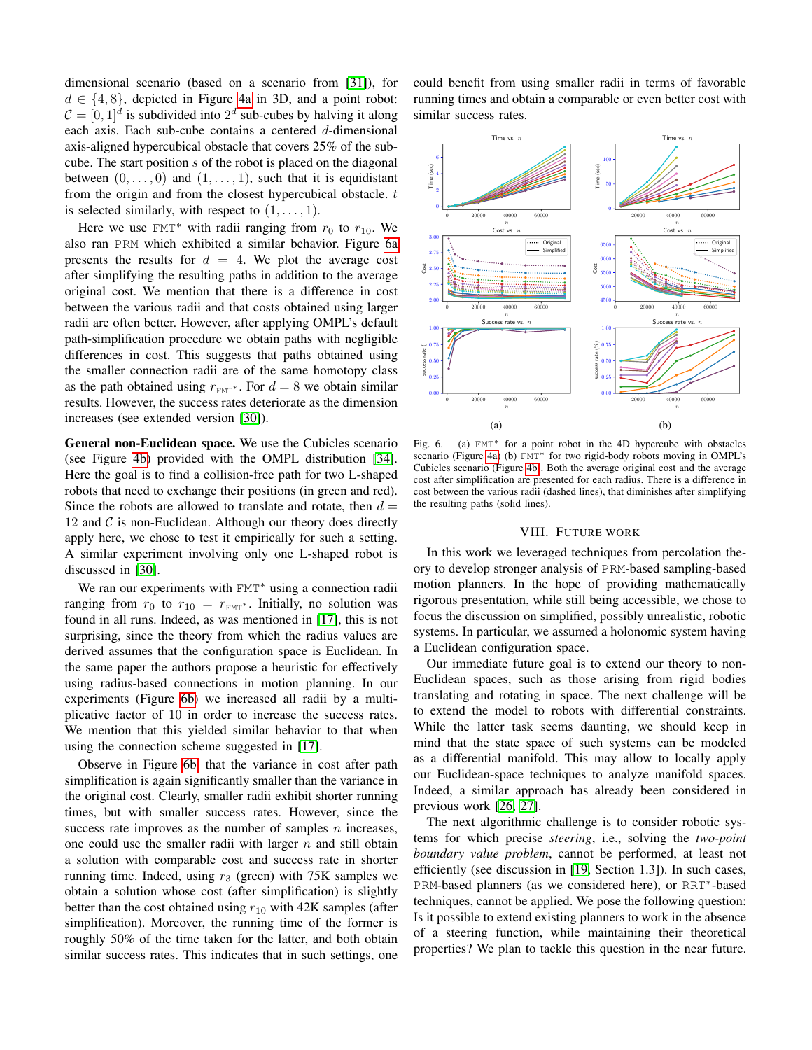dimensional scenario (based on a scenario from [31]), for $d \in \{4, 8\}$, depicted in Figure 4a in 3D, and a point robot: $\mathcal{C} = [0,1]^d$ is subdivided into $2^d$ sub-cubes by halving it along each axis. Each sub-cube contains a centered $d$-dimensional axis-aligned hypercubical obstacle that covers 25% of the sub-cube. The start position $s$ of the robot is placed on the diagonal between $(0,\ldots,0)$ and $(1,\ldots,1)$, such that it is equidistant from the origin and from the closest hypercubical obstacle. $t$ is selected similarly, with respect to $(1,\ldots,1)$.

Here we use FMT* with radii ranging from $r_0$ to $r_{10}$. We also ran PRM which exhibited a similar behavior. Figure 6a presents the results for $d = 4$. We plot the average cost after simplifying the resulting paths in addition to the average original cost. We mention that there is a difference in cost between the various radii and that costs obtained using larger radii are often better. However, after applying OMPL's default path-simplification procedure we obtain paths with negligible differences in cost. This suggests that paths obtained using the smaller connection radii are of the same homotopy class as the path obtained using $r_{\text{FMT}^*}$. For $d = 8$ we obtain similar results. However, the success rates deteriorate as the dimension increases (see extended version [30]).

**General non-Euclidean space.** We use the Cubicles scenario (see Figure 4b) provided with the OMPL distribution [34]. Here the goal is to find a collision-free path for two L-shaped robots that need to exchange their positions (in green and red). Since the robots are allowed to translate and rotate, then $d = 12$ and $\mathcal{C}$ is non-Euclidean. Although our theory does directly apply here, we chose to test it empirically for such a setting. A similar experiment involving only one L-shaped robot is discussed in [30].

We ran our experiments with FMT* using a connection radii ranging from $r_0$ to $r_{10} = r_{\text{FMT}^*}$. Initially, no solution was found in all runs. Indeed, as was mentioned in [17], this is not surprising, since the theory from which the radius values are derived assumes that the configuration space is Euclidean. In the same paper the authors propose a heuristic for effectively using radius-based connections in motion planning. In our experiments (Figure 6b) we increased all radii by a multiplicative factor of 10 in order to increase the success rates. We mention that this yielded similar behavior to that when using the connection scheme suggested in [17].

Observe in Figure 6b that the variance in cost after path simplification is again significantly smaller than the variance in the original cost. Clearly, smaller radii exhibit shorter running times, but with smaller success rates. However, since the success rate improves as the number of samples $n$ increases, one could use the smaller radii with larger $n$ and still obtain a solution with comparable cost and success rate in shorter running time. Indeed, using $r_3$ (green) with 75K samples we obtain a solution whose cost (after simplification) is slightly better than the cost obtained using $r_{10}$ with 42K samples (after simplification). Moreover, the running time of the former is roughly 50% of the time taken for the latter, and both obtain similar success rates. This indicates that in such settings, one could benefit from using smaller radii in terms of favorable running times and obtain a comparable or even better cost with similar success rates.

Fig. 6. (a) FMT* for a point robot in the 4D hypercube with obstacles scenario (Figure 4a) (b) FMT* for two rigid-body robots moving in OMPL's Cubicles scenario (Figure 4b). Both the average original cost and the average cost after simplification are presented for each radius. There is a difference in cost between the various radii (dashed lines), that diminishes after simplifying the resulting paths (solid lines).

## VIII. Future work

In this work we leveraged techniques from percolation theory to develop stronger analysis of PRM-based sampling-based motion planners. In the hope of providing mathematically rigorous presentation, while still being accessible, we chose to focus the discussion on simplified, possibly unrealistic, robotic systems. In particular, we assumed a holonomic system having a Euclidean configuration space.

Our immediate future goal is to extend our theory to non-Euclidean spaces, such as those arising from rigid bodies translating and rotating in space. The next challenge will be to extend the model to robots with differential constraints. While the latter task seems daunting, we should keep in mind that the state space of such systems can be modeled as a differential manifold. This may allow to locally apply our Euclidean-space techniques to analyze manifold spaces. Indeed, a similar approach has already been considered in previous work [26, 27].

The next algorithmic challenge is to consider robotic systems for which precise *steering*, i.e., solving the *two-point boundary value problem*, cannot be performed, at least not efficiently (see discussion in [19, Section 1.3]). In such cases, PRM-based planners (as we considered here), or RRT*-based techniques, cannot be applied. We pose the following question: Is it possible to extend existing planners to work in the absence of a steering function, while maintaining their theoretical properties? We plan to tackle this question in the near future.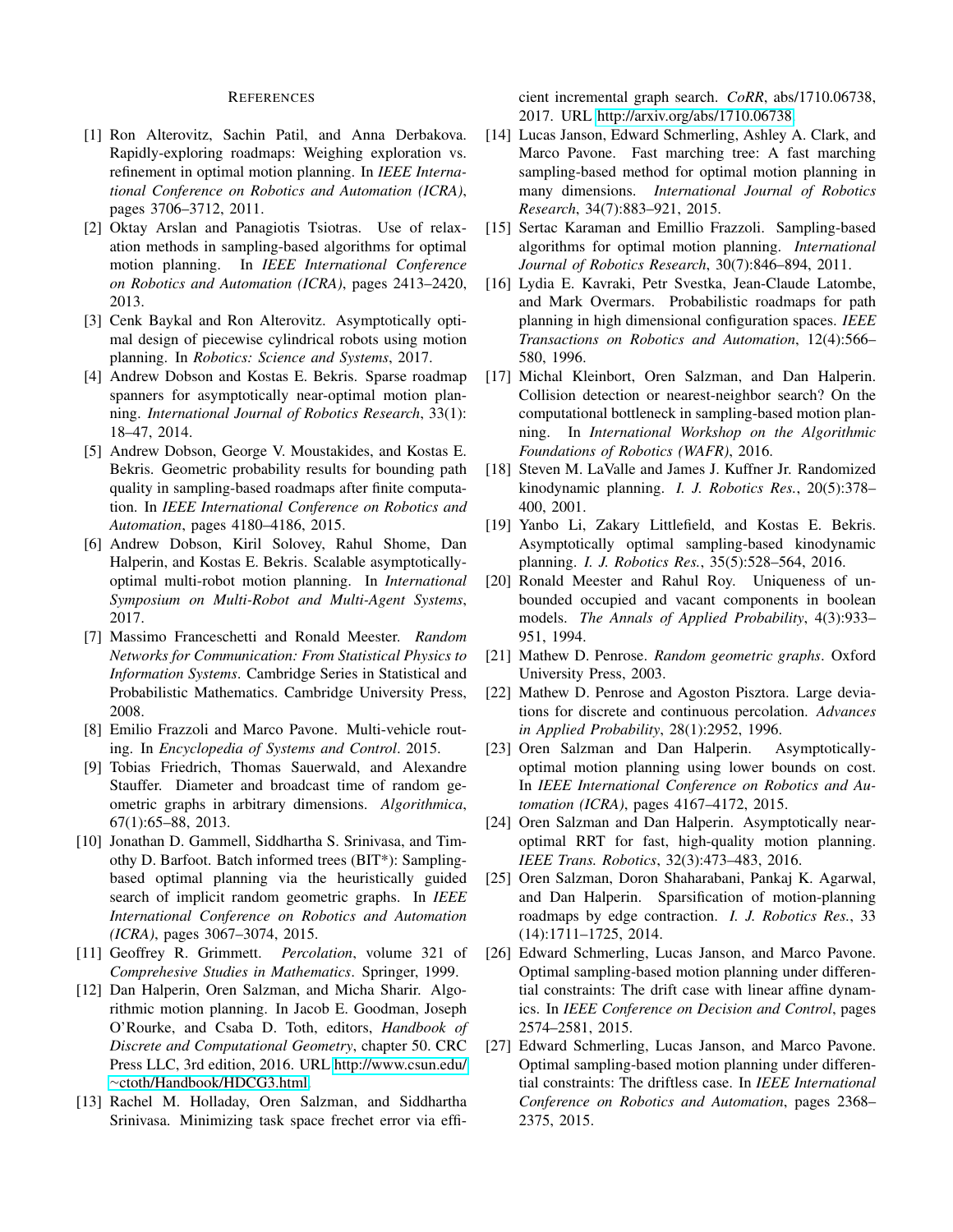## REFERENCES

[1] Ron Alterovitz, Sachin Patil, and Anna Derbakova. Rapidly-exploring roadmaps: Weighing exploration vs. refinement in optimal motion planning. In *IEEE International Conference on Robotics and Automation (ICRA)*, pages 3706–3712, 2011.

[2] Oktay Arslan and Panagiotis Tsiotras. Use of relaxation methods in sampling-based algorithms for optimal motion planning. In *IEEE International Conference on Robotics and Automation (ICRA)*, pages 2413–2420, 2013.

[3] Cenk Baykal and Ron Alterovitz. Asymptotically optimal design of piecewise cylindrical robots using motion planning. In *Robotics: Science and Systems*, 2017.

[4] Andrew Dobson and Kostas E. Bekris. Sparse roadmap spanners for asymptotically near-optimal motion planning. *International Journal of Robotics Research*, 33(1): 18–47, 2014.

[5] Andrew Dobson, George V. Moustakides, and Kostas E. Bekris. Geometric probability results for bounding path quality in sampling-based roadmaps after finite computation. In *IEEE International Conference on Robotics and Automation*, pages 4180–4186, 2015.

[6] Andrew Dobson, Kiril Solovey, Rahul Shome, Dan Halperin, and Kostas E. Bekris. Scalable asymptotically-optimal multi-robot motion planning. In *International Symposium on Multi-Robot and Multi-Agent Systems*, 2017.

[7] Massimo Franceschetti and Ronald Meester. *Random Networks for Communication: From Statistical Physics to Information Systems*. Cambridge Series in Statistical and Probabilistic Mathematics. Cambridge University Press, 2008.

[8] Emilio Frazzoli and Marco Pavone. Multi-vehicle routing. In *Encyclopedia of Systems and Control*. 2015.

[9] Tobias Friedrich, Thomas Sauerwald, and Alexandre Stauffer. Diameter and broadcast time of random geometric graphs in arbitrary dimensions. *Algorithmica*, 67(1):65–88, 2013.

[10] Jonathan D. Gammell, Siddhartha S. Srinivasa, and Timothy D. Barfoot. Batch informed trees (BIT*): Sampling-based optimal planning via the heuristically guided search of implicit random geometric graphs. In *IEEE International Conference on Robotics and Automation (ICRA)*, pages 3067–3074, 2015.

[11] Geoffrey R. Grimmett. *Percolation*, volume 321 of *Comprehesive Studies in Mathematics*. Springer, 1999.

[12] Dan Halperin, Oren Salzman, and Micha Sharir. Algorithmic motion planning. In Jacob E. Goodman, Joseph O'Rourke, and Csaba D. Toth, editors, *Handbook of Discrete and Computational Geometry*, chapter 50. CRC Press LLC, 3rd edition, 2016. URL http://www.csun.edu/~ctoth/Handbook/HDCG3.html.

[13] Rachel M. Holladay, Oren Salzman, and Siddhartha Srinivasa. Minimizing task space frechet error via efficient incremental graph search. *CoRR*, abs/1710.06738, 2017. URL http://arxiv.org/abs/1710.06738.

[14] Lucas Janson, Edward Schmerling, Ashley A. Clark, and Marco Pavone. Fast marching tree: A fast marching sampling-based method for optimal motion planning in many dimensions. *International Journal of Robotics Research*, 34(7):883–921, 2015.

[15] Sertac Karaman and Emillio Frazzoli. Sampling-based algorithms for optimal motion planning. *International Journal of Robotics Research*, 30(7):846–894, 2011.

[16] Lydia E. Kavraki, Petr Svestka, Jean-Claude Latombe, and Mark Overmars. Probabilistic roadmaps for path planning in high dimensional configuration spaces. *IEEE Transactions on Robotics and Automation*, 12(4):566–580, 1996.

[17] Michal Kleinbort, Oren Salzman, and Dan Halperin. Collision detection or nearest-neighbor search? On the computational bottleneck in sampling-based motion planning. In *International Workshop on the Algorithmic Foundations of Robotics (WAFR)*, 2016.

[18] Steven M. LaValle and James J. Kuffner Jr. Randomized kinodynamic planning. *I. J. Robotics Res.*, 20(5):378–400, 2001.

[19] Yanbo Li, Zakary Littlefield, and Kostas E. Bekris. Asymptotically optimal sampling-based kinodynamic planning. *I. J. Robotics Res.*, 35(5):528–564, 2016.

[20] Ronald Meester and Rahul Roy. Uniqueness of unbounded occupied and vacant components in boolean models. *The Annals of Applied Probability*, 4(3):933–951, 1994.

[21] Mathew D. Penrose. *Random geometric graphs*. Oxford University Press, 2003.

[22] Mathew D. Penrose and Agoston Pisztora. Large deviations for discrete and continuous percolation. *Advances in Applied Probability*, 28(1):2952, 1996.

[23] Oren Salzman and Dan Halperin. Asymptotically-optimal motion planning using lower bounds on cost. In *IEEE International Conference on Robotics and Automation (ICRA)*, pages 4167–4172, 2015.

[24] Oren Salzman and Dan Halperin. Asymptotically near-optimal RRT for fast, high-quality motion planning. *IEEE Trans. Robotics*, 32(3):473–483, 2016.

[25] Oren Salzman, Doron Shaharabani, Pankaj K. Agarwal, and Dan Halperin. Sparsification of motion-planning roadmaps by edge contraction. *I. J. Robotics Res.*, 33 (14):1711–1725, 2014.

[26] Edward Schmerling, Lucas Janson, and Marco Pavone. Optimal sampling-based motion planning under differential constraints: The drift case with linear affine dynamics. In *IEEE Conference on Decision and Control*, pages 2574–2581, 2015.

[27] Edward Schmerling, Lucas Janson, and Marco Pavone. Optimal sampling-based motion planning under differential constraints: The driftless case. In *IEEE International Conference on Robotics and Automation*, pages 2368–2375, 2015.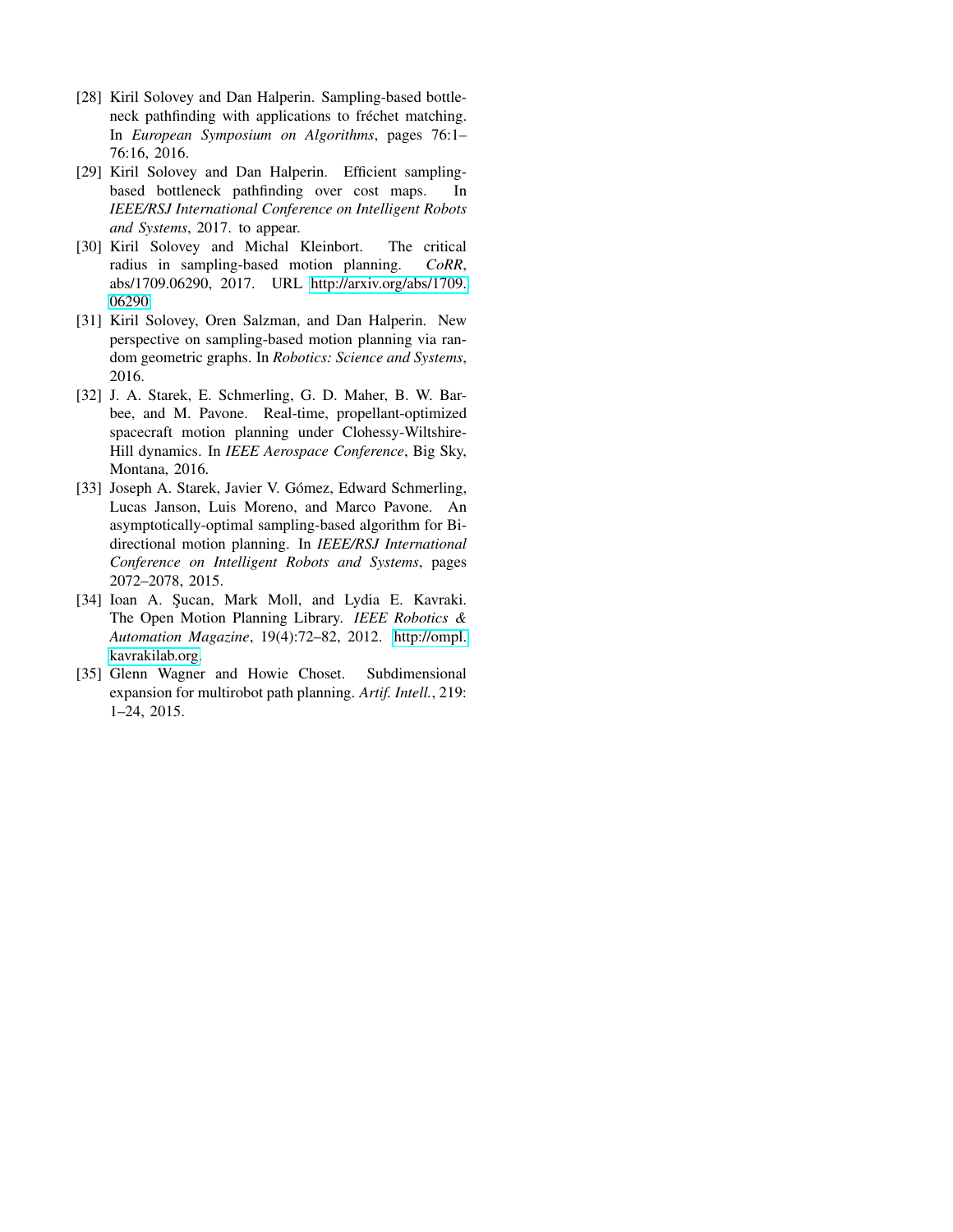[28] Kiril Solovey and Dan Halperin. Sampling-based bottleneck pathfinding with applications to fréchet matching. In *European Symposium on Algorithms*, pages 76:1–76:16, 2016.

[29] Kiril Solovey and Dan Halperin. Efficient sampling-based bottleneck pathfinding over cost maps. In *IEEE/RSJ International Conference on Intelligent Robots and Systems*, 2017. to appear.

[30] Kiril Solovey and Michal Kleinbort. The critical radius in sampling-based motion planning. *CoRR*, abs/1709.06290, 2017. URL http://arxiv.org/abs/1709.06290.

[31] Kiril Solovey, Oren Salzman, and Dan Halperin. New perspective on sampling-based motion planning via random geometric graphs. In *Robotics: Science and Systems*, 2016.

[32] J. A. Starek, E. Schmerling, G. D. Maher, B. W. Barbee, and M. Pavone. Real-time, propellant-optimized spacecraft motion planning under Clohessy-Wiltshire-Hill dynamics. In *IEEE Aerospace Conference*, Big Sky, Montana, 2016.

[33] Joseph A. Starek, Javier V. Gómez, Edward Schmerling, Lucas Janson, Luis Moreno, and Marco Pavone. An asymptotically-optimal sampling-based algorithm for Bi-directional motion planning. In *IEEE/RSJ International Conference on Intelligent Robots and Systems*, pages 2072–2078, 2015.

[34] Ioan A. Şucan, Mark Moll, and Lydia E. Kavraki. The Open Motion Planning Library. *IEEE Robotics & Automation Magazine*, 19(4):72–82, 2012. http://ompl.kavrakilab.org.

[35] Glenn Wagner and Howie Choset. Subdimensional expansion for multirobot path planning. *Artif. Intell.*, 219: 1–24, 2015.